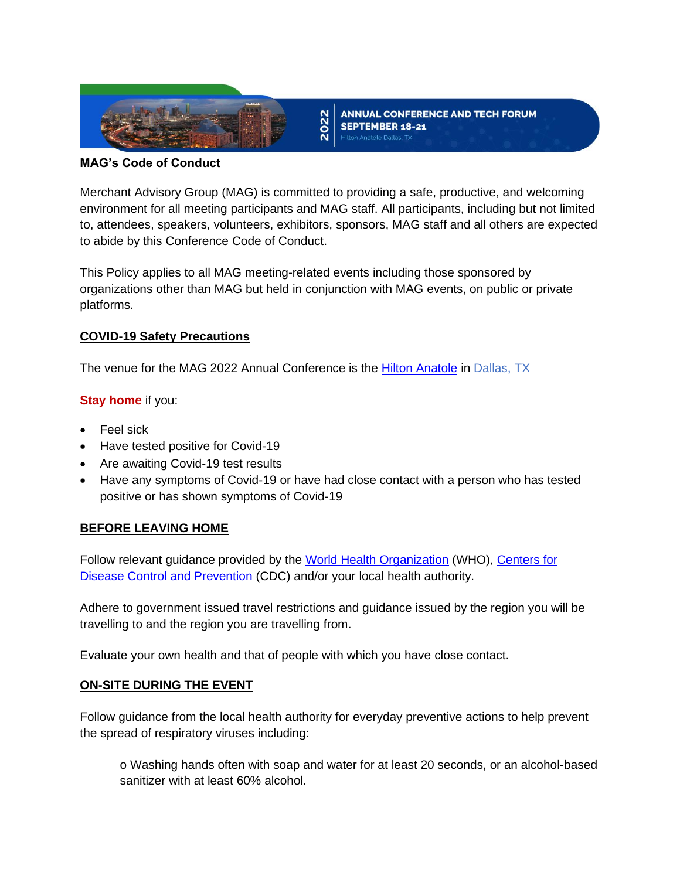2022 ANNUAL CONFERENCE AND TECH FORUM
SEPTEMBER 18-21
Hilton Anatole Dallas, TX

**MAG's Code of Conduct**

Merchant Advisory Group (MAG) is committed to providing a safe, productive, and welcoming environment for all meeting participants and MAG staff. All participants, including but not limited to, attendees, speakers, volunteers, exhibitors, sponsors, MAG staff and all others are expected to abide by this Conference Code of Conduct.

This Policy applies to all MAG meeting-related events including those sponsored by organizations other than MAG but held in conjunction with MAG events, on public or private platforms.

## COVID-19 Safety Precautions

The venue for the MAG 2022 Annual Conference is the Hilton Anatole in Dallas, TX

**Stay home** if you:

- Feel sick
- Have tested positive for Covid-19
- Are awaiting Covid-19 test results
- Have any symptoms of Covid-19 or have had close contact with a person who has tested positive or has shown symptoms of Covid-19

## BEFORE LEAVING HOME

Follow relevant guidance provided by the World Health Organization (WHO), Centers for Disease Control and Prevention (CDC) and/or your local health authority.

Adhere to government issued travel restrictions and guidance issued by the region you will be travelling to and the region you are travelling from.

Evaluate your own health and that of people with which you have close contact.

## ON-SITE DURING THE EVENT

Follow guidance from the local health authority for everyday preventive actions to help prevent the spread of respiratory viruses including:

- Washing hands often with soap and water for at least 20 seconds, or an alcohol-based sanitizer with at least 60% alcohol.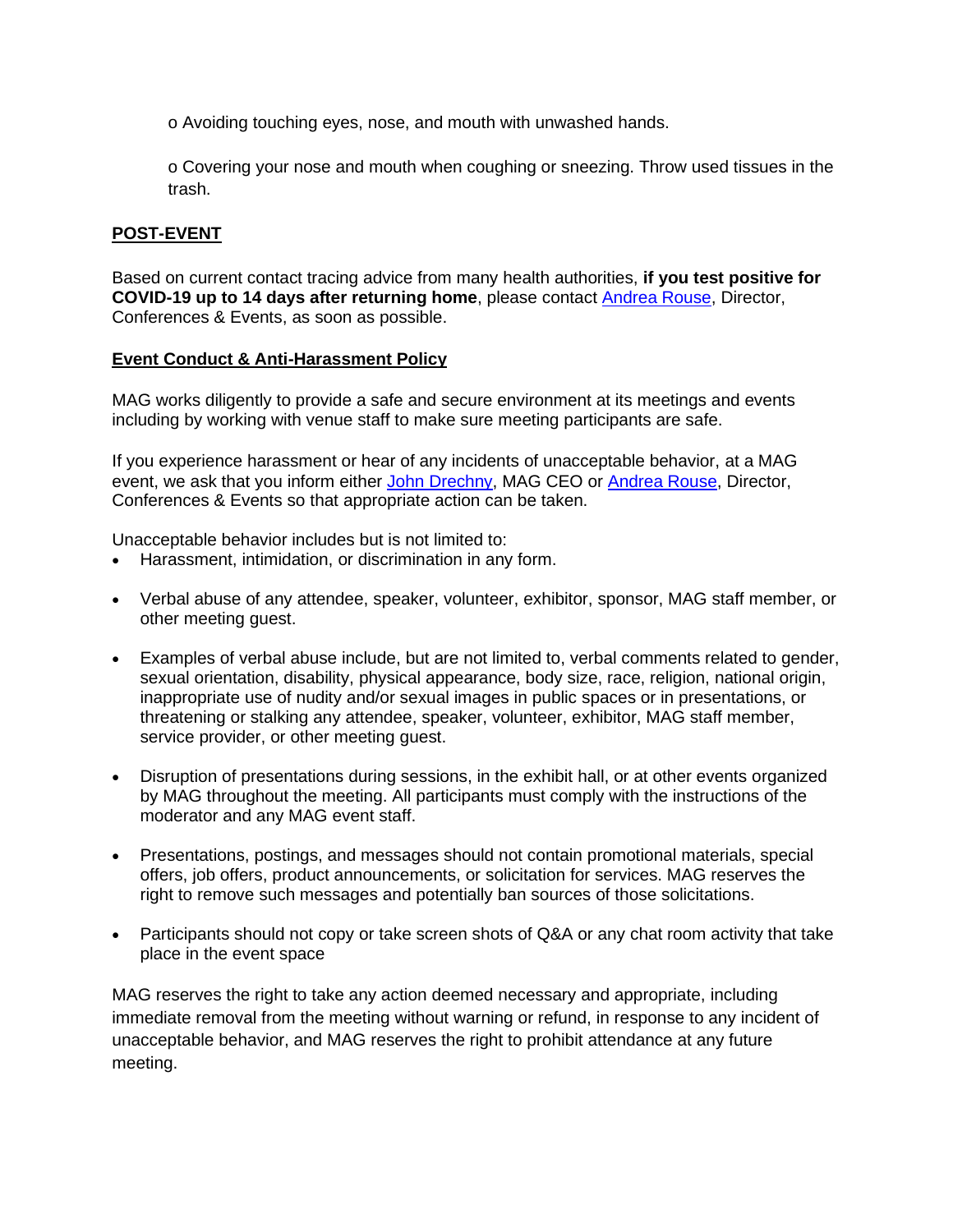o Avoiding touching eyes, nose, and mouth with unwashed hands.

o Covering your nose and mouth when coughing or sneezing. Throw used tissues in the trash.

## POST-EVENT

Based on current contact tracing advice from many health authorities, **if you test positive for COVID-19 up to 14 days after returning home**, please contact Andrea Rouse, Director, Conferences & Events, as soon as possible.

## Event Conduct & Anti-Harassment Policy

MAG works diligently to provide a safe and secure environment at its meetings and events including by working with venue staff to make sure meeting participants are safe.

If you experience harassment or hear of any incidents of unacceptable behavior, at a MAG event, we ask that you inform either John Drechny, MAG CEO or Andrea Rouse, Director, Conferences & Events so that appropriate action can be taken.

Unacceptable behavior includes but is not limited to:

- Harassment, intimidation, or discrimination in any form.
- Verbal abuse of any attendee, speaker, volunteer, exhibitor, sponsor, MAG staff member, or other meeting guest.
- Examples of verbal abuse include, but are not limited to, verbal comments related to gender, sexual orientation, disability, physical appearance, body size, race, religion, national origin, inappropriate use of nudity and/or sexual images in public spaces or in presentations, or threatening or stalking any attendee, speaker, volunteer, exhibitor, MAG staff member, service provider, or other meeting guest.
- Disruption of presentations during sessions, in the exhibit hall, or at other events organized by MAG throughout the meeting. All participants must comply with the instructions of the moderator and any MAG event staff.
- Presentations, postings, and messages should not contain promotional materials, special offers, job offers, product announcements, or solicitation for services. MAG reserves the right to remove such messages and potentially ban sources of those solicitations.
- Participants should not copy or take screen shots of Q&A or any chat room activity that take place in the event space

MAG reserves the right to take any action deemed necessary and appropriate, including immediate removal from the meeting without warning or refund, in response to any incident of unacceptable behavior, and MAG reserves the right to prohibit attendance at any future meeting.